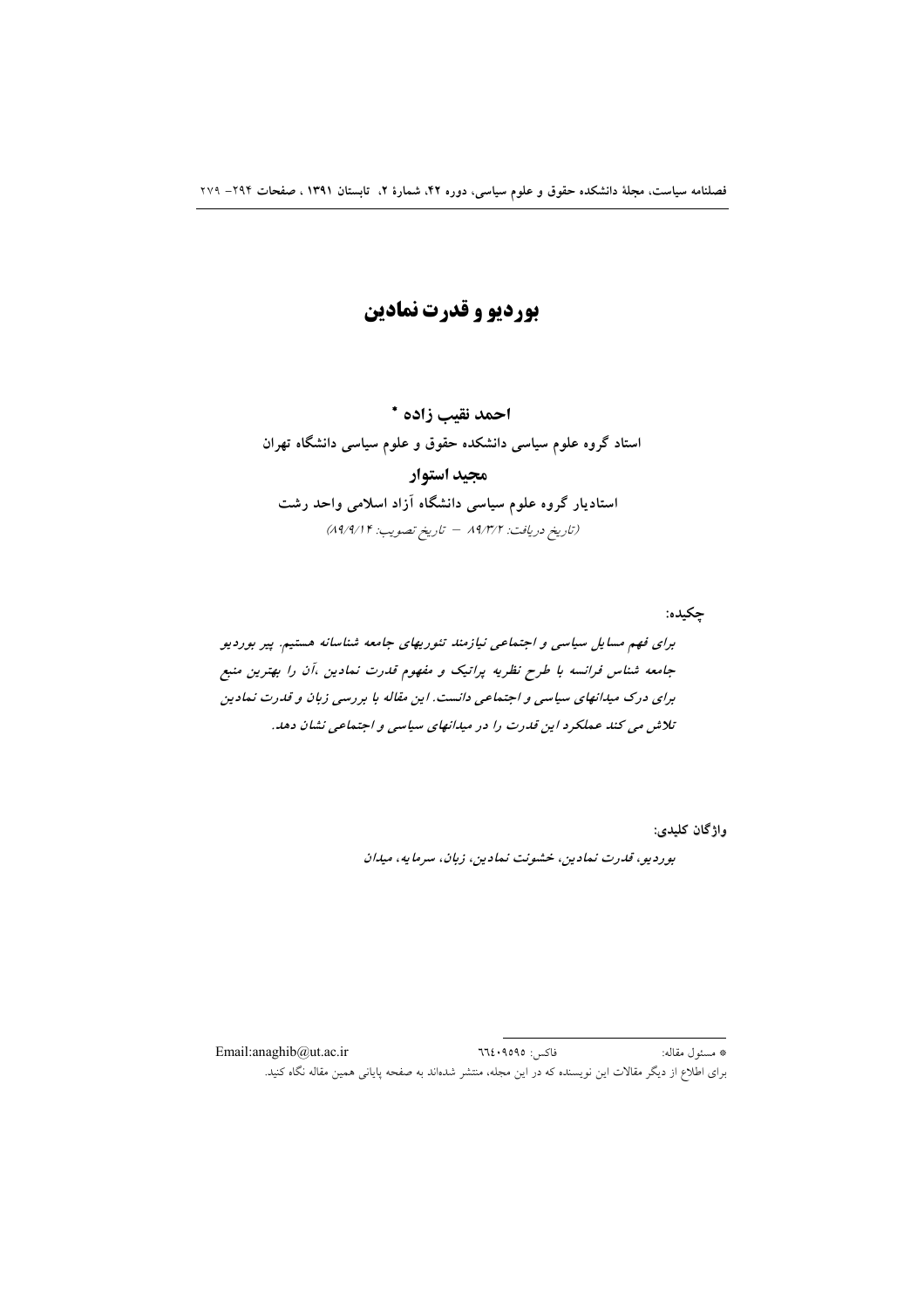# بوردیو و قدرت نمادین

**احمد نقیب زاده ***

**استاد گروه علوم سیاسی دانشکده حقوق و علوم سیاسی دانشگاه تهران**

**مجید استوار**

**استادیار گروه علوم سیاسی دانشگاه آزاد اسلامی واحد رشت**

*(تاریخ دریافت: ۸۹/۳/۲ – تاریخ تصویب: ۸۹/۹/۱۴)*

**چکیده:**

***برای فهم مسایل سیاسی و اجتماعی نیازمند تئوریهای جامعه شناسانه هستیم. پیر بوردیو جامعه شناس فرانسه با طرح نظریه پراتیک و مفهوم قدرت نمادین ،آن را بهترین منبع برای درک میدانهای سیاسی و اجتماعی دانست. این مقاله با بررسی زبان و قدرت نمادین تلاش می کند عملکرد این قدرت را در میدانهای سیاسی و اجتماعی نشان دهد.***

**واژگان کلیدی:**

***بوردیو، قدرت نمادین، خشونت نمادین، زبان، سرمایه، میدان***

---

* مسئول مقاله: فاکس: ٦٦٤٠٩٥٩٥ Email:anaghib@ut.ac.ir

برای اطلاع از دیگر مقالات این نویسنده که در این مجله، منتشر شده‌اند به صفحه پایانی همین مقاله نگاه کنید.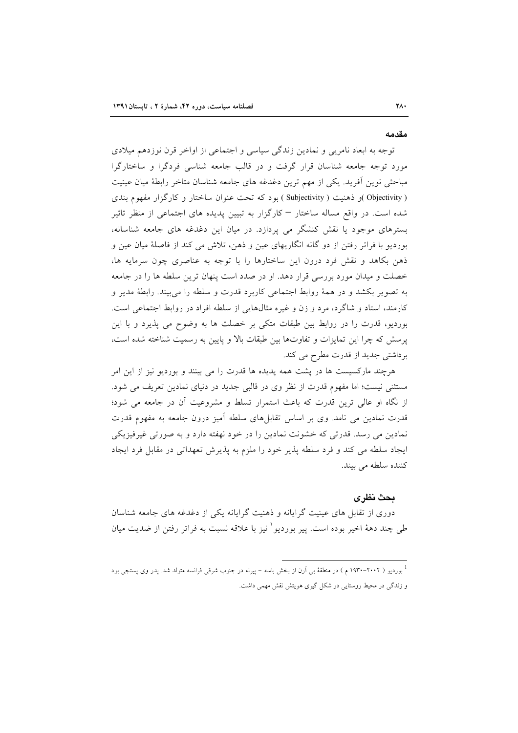## مقدمه

توجه به ابعاد نامریی و نمادین زندگی سیاسی و اجتماعی از اواخر قرن نوزدهم میلادی مورد توجه جامعه شناسان قرار گرفت و در قالب جامعه شناسی فردگرا و ساختارگرا مباحثی نوین آفرید. یکی از مهم ترین دغدغه های جامعه شناسان متاخر رابطهٔ میان عینیت ( Objectivity )و ذهنیت ( Subjectivity ) بود که تحت عنوان ساختار و کارگزار مفهوم بندی شده است. در واقع مساله ساختار – کارگزار به تبیین پدیده های اجتماعی از منظر تاثیر بسترهای موجود یا نقش کنشگر می پردازد. در میان این دغدغه های جامعه شناسانه، بوردیو با فراتر رفتن از دو گانه انگاریهای عین و ذهن، تلاش می کند از فاصلهٔ میان عین و ذهن بکاهد و نقش فرد درون این ساختارها را با توجه به عناصری چون سرمایه ها، خصلت و میدان مورد بررسی قرار دهد. او در صدد است پنهان ترین سلطه ها را در جامعه به تصویر بکشد و در همهٔ روابط اجتماعی کاربرد قدرت و سلطه را می‌بیند. رابطهٔ مدیر و کارمند، استاد و شاگرد، مرد و زن و غیره مثال‌هایی از سلطه افراد در روابط اجتماعی است. بوردیو، قدرت را در روابط بین طبقات متکی بر خصلت ها به وضوح می پذیرد و با این پرسش که چرا این تمایزات و تفاوت‌ها بین طبقات بالا و پایین به رسمیت شناخته شده است، برداشتی جدید از قدرت مطرح می کند.

هرچند مارکسیست ها در پشت همه پدیده ها قدرت را می بینند و بوردیو نیز از این امر مستثنی نیست؛ اما مفهوم قدرت از نظر وی در قالبی جدید در دنیای نمادین تعریف می شود. از نگاه او عالی ترین قدرت که باعث استمرار تسلط و مشروعیت آن در جامعه می شود؛ قدرت نمادین می نامد. وی بر اساس تقابل‌های سلطه آمیز درون جامعه به مفهوم قدرت نمادین می رسد. قدرتی که خشونت نمادین را در خود نهفته دارد و به صورتی غیرفیزیکی ایجاد سلطه می کند و فرد سلطه پذیر خود را ملزم به پذیرش تعهداتی در مقابل فرد ایجاد کننده سلطه می بیند.

## بحث نظری

دوری از تقابل های عینیت گرایانه و ذهنیت گرایانه یکی از دغدغه های جامعه شناسان طی چند دهۀ اخیر بوده است. پیر بوردیو[1] نیز با علاقه نسبت به فراتر رفتن از ضدیت میان

---

[1] بوردیو ( ۲۰۰۲-۱۹۳۰ م ) در منطقهٔ بی آرن از بخش باسه - پیرنه در جنوب شرقی فرانسه متولد شد. پدر وی پستچی بود و زندگی در محیط روستایی در شکل گیری هویتش نقش مهمی داشت.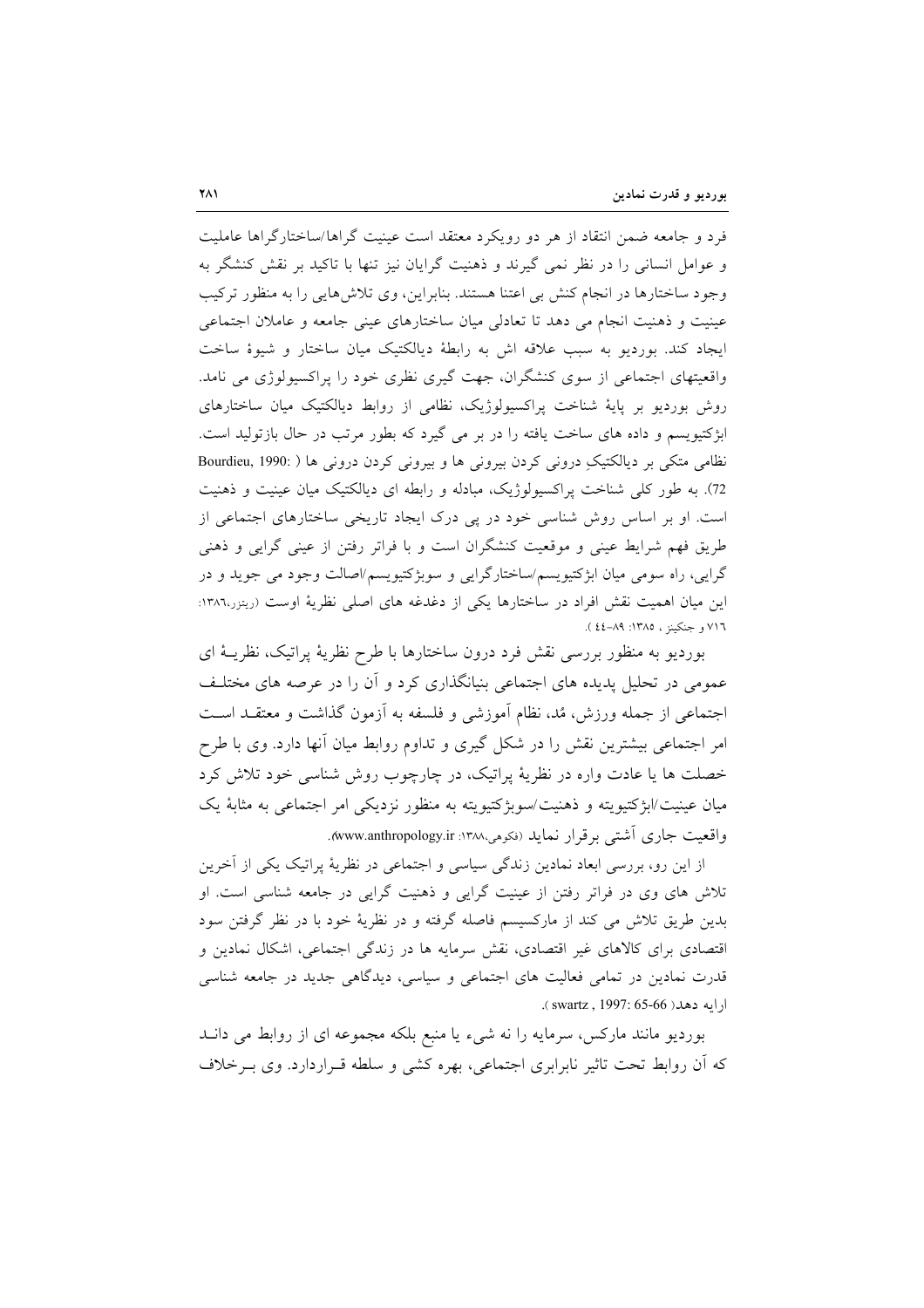فرد و جامعه ضمن انتقاد از هر دو رویکرد معتقد است عینیت گراها/ساختارگراها عاملیت و عوامل انسانی را در نظر نمی گیرند و ذهنیت گرایان نیز تنها با تاکید بر نقش کنشگر به وجود ساختارها در انجام کنش بی اعتنا هستند. بنابراین، وی تلاش‌هایی را به منظور ترکیب عینیت و ذهنیت انجام می دهد تا تعادلی میان ساختارهای عینی جامعه و عاملان اجتماعی ایجاد کند. بوردیو به سبب علاقه اش به رابطهٔ دیالکتیک میان ساختار و شیوهٔ ساخت واقعیتهای اجتماعی از سوی کنشگران، جهت گیری نظری خود را پراکسیولوژی می نامد. روش بوردیو بر پایهٔ شناخت پراکسیولوژیک، نظامی از روابط دیالکتیک میان ساختارهای ابژکتیویسم و داده های ساخت یافته را در بر می گیرد که بطور مرتب در حال بازتولید است. نظامی متکی بر دیالکتیکِ درونی کردن بیرونی ها و بیرونی کردن درونی ها ( Bourdieu, 1990: 72). به طور کلی شناخت پراکسیولوژیک، مبادله و رابطه ای دیالکتیک میان عینیت و ذهنیت است. او بر اساس روش شناسی خود در پی درک ایجاد تاریخی ساختارهای اجتماعی از طریق فهم شرایط عینی و موقعیت کنشگران است و با فراتر رفتن از عینی گرایی و ذهنی گرایی، راه سومی میان ابژکتیویسم/ساختارگرایی و سوبژکتیویسم/اصالت وجود می جوید و در این میان اهمیت نقش افراد در ساختارها یکی از دغدغه های اصلی نظریهٔ اوست (ریتزر،١٣٨٦: ٧١٦ و جنکینز ، ١٣٨٥: ٨٩-٤٤ ).

بوردیو به منظور بررسی نقش فرد درون ساختارها با طرح نظریهٔ پراتیک، نظریـهٔ ای عمومی در تحلیل پدیده های اجتماعی بنیانگذاری کرد و آن را در عرصه های مختلـف اجتماعی از جمله ورزش، مُد، نظام آموزشی و فلسفه به آزمون گذاشت و معتقـد اسـت امر اجتماعی بیشترین نقش را در شکل گیری و تداوم روابط میان آنها دارد. وی با طرح خصلت ها یا عادت واره در نظریهٔ پراتیک، در چارچوب روش شناسی خود تلاش کرد میان عینیت/ابژکتیویته و ذهنیت/سوبژکتیویته به منظور نزدیکی امر اجتماعی به مثابهٔ یک واقعیت جاری آشتی برقرار نماید (فکوهی،١٣٨٨: www.anthropology.ir).

از این رو، بررسی ابعاد نمادین زندگی سیاسی و اجتماعی در نظریهٔ پراتیک یکی از آخرین تلاش های وی در فراتر رفتن از عینیت گرایی و ذهنیت گرایی در جامعه شناسی است. او بدین طریق تلاش می کند از مارکسیسم فاصله گرفته و در نظریهٔ خود با در نظر گرفتن سود اقتصادی برای کالاهای غیر اقتصادی، نقش سرمایه ها در زندگی اجتماعی، اشکال نمادین و قدرت نمادین در تمامی فعالیت های اجتماعی و سیاسی، دیدگاهی جدید در جامعه شناسی ارایه دهد( swartz , 1997: 65-66 ).

بوردیو مانند مارکس، سرمایه را نه شیء یا منبع بلکه مجموعه ای از روابط می دانـد که آن روابط تحت تاثیر نابرابری اجتماعی، بهره کشی و سلطه قـراردارد. وی بـرخلاف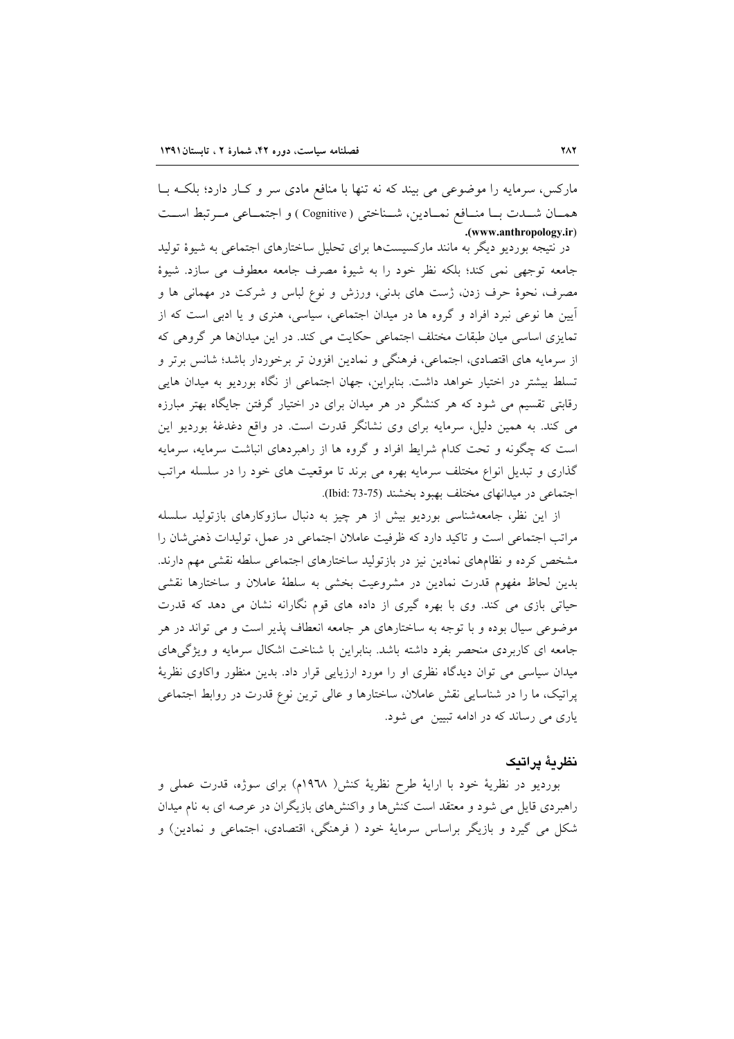مارکس، سرمایه را موضوعی می بیند که نه تنها با منافع مادی سر و کـار دارد؛ بلکـه بـا همـان شـدت بـا منـافع نمـادین، شـناختی ( Cognitive ) و اجتمـاعی مـرتبط اسـت (www.anthropology.ir).

در نتیجه بوردیو دیگر به مانند مارکسیست‌ها برای تحلیل ساختارهای اجتماعی به شیوهٔ تولید جامعه توجهی نمی کند؛ بلکه نظر خود را به شیوهٔ مصرف جامعه معطوف می سازد. شیوهٔ مصرف، نحوهٔ حرف زدن، ژست های بدنی، ورزش و نوع لباس و شرکت در مهمانی ها و آیین ها نوعی نبرد افراد و گروه ها در میدان اجتماعی، سیاسی، هنری و یا ادبی است که از تمایزی اساسی میان طبقات مختلف اجتماعی حکایت می کند. در این میدان‌ها هر گروهی که از سرمایه های اقتصادی، اجتماعی، فرهنگی و نمادین افزون تر برخوردار باشد؛ شانس برتر و تسلط بیشتر در اختیار خواهد داشت. بنابراین، جهان اجتماعی از نگاه بوردیو به میدان هایی رقابتی تقسیم می شود که هر کنشگر در هر میدان برای در اختیار گرفتن جایگاه بهتر مبارزه می کند. به همین دلیل، سرمایه برای وی نشانگر قدرت است. در واقع دغدغهٔ بوردیو این است که چگونه و تحت کدام شرایط افراد و گروه ها از راهبردهای انباشت سرمایه، سرمایه گذاری و تبدیل انواع مختلف سرمایه بهره می برند تا موقعیت های خود را در سلسله مراتب اجتماعی در میدانهای مختلف بهبود بخشند (Ibid: 73-75).

از این نظر، جامعه‌شناسی بوردیو بیش از هر چیز به دنبال سازوکارهای بازتولید سلسله مراتب اجتماعی است و تاکید دارد که ظرفیت عاملان اجتماعی در عمل، تولیدات ذهنی‌شان را مشخص کرده و نظام‌های نمادین نیز در بازتولید ساختارهای اجتماعی سلطه نقشی مهم دارند. بدین لحاظ مفهوم قدرت نمادین در مشروعیت بخشی به سلطهٔ عاملان و ساختارها نقشی حیاتی بازی می کند. وی با بهره گیری از داده های قوم نگارانه نشان می دهد که قدرت موضوعی سیال بوده و با توجه به ساختارهای هر جامعه انعطاف پذیر است و می تواند در هر جامعه ای کاربردی منحصر بفرد داشته باشد. بنابراین با شناخت اشکال سرمایه و ویژگی‌های میدان سیاسی می توان دیدگاه نظری او را مورد ارزیابی قرار داد. بدین منظور واکاوی نظریهٔ پراتیک، ما را در شناسایی نقش عاملان، ساختارها و عالی ترین نوع قدرت در روابط اجتماعی یاری می رساند که در ادامه تبیین می شود.

## نظریهٔ پراتیک

بوردیو در نظریهٔ خود با ارایهٔ طرح نظریهٔ کنش( ۱۹۶۸م) برای سوژه، قدرت عملی و راهبردی قایل می شود و معتقد است کنش‌ها و واکنش‌های بازیگران در عرصه ای به نام میدان شکل می گیرد و بازیگر براساس سرمایهٔ خود ( فرهنگی، اقتصادی، اجتماعی و نمادین) و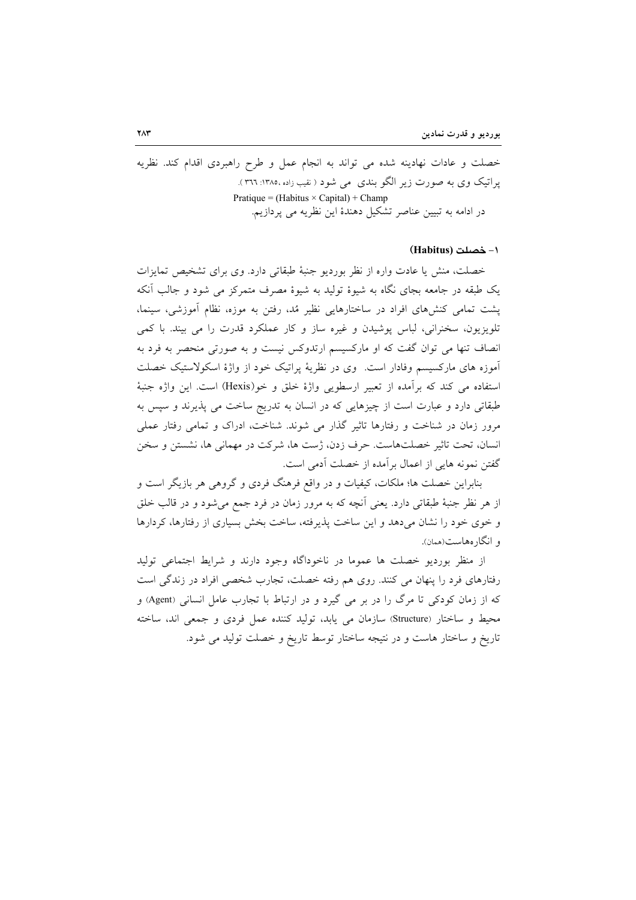خصلت و عادات نهادینه شده می تواند به انجام عمل و طرح راهبردی اقدام کند. نظریه پراتیک وی به صورت زیر الگو بندی می شود ( نقیب زاده ،۱۳۸۵: ۳٦٦ ).

Pratique = (Habitus × Capital) + Champ

در ادامه به تبیین عناصر تشکیل دهندهٔ این نظریه می پردازیم.

### ۱- خصلت (Habitus)

خصلت، منش یا عادت واره از نظر بوردیو جنبهٔ طبقاتی دارد. وی برای تشخیص تمایزات یک طبقه در جامعه بجای نگاه به شیوهٔ تولید به شیوهٔ مصرف متمرکز می شود و جالب آنکه پشت تمامی کنش‌های افراد در ساختارهایی نظیر مُد، رفتن به موزه، نظام آموزشی، سینما، تلویزیون، سخنرانی، لباس پوشیدن و غیره ساز و کار عملکرد قدرت را می بیند. با کمی انصاف تنها می توان گفت که او مارکسیسم ارتدوکس نیست و به صورتی منحصر به فرد به آموزه های مارکسیسم وفادار است. وی در نظریهٔ پراتیک خود از واژهٔ اسکولاستیک خصلت استفاده می کند که برآمده از تعبیر ارسطویی واژهٔ خلق و خو(Hexis) است. این واژه جنبهٔ طبقاتی دارد و عبارت است از چیزهایی که در انسان به تدریج ساخت می پذیرند و سپس به مرور زمان در شناخت و رفتارها تاثیر گذار می شوند. شناخت، ادراک و تمامی رفتار عملی انسان، تحت تاثیر خصلت‌هاست. حرف زدن، ژست ها، شرکت در مهمانی ها، نشستن و سخن گفتن نمونه هایی از اعمال برآمده از خصلت آدمی است.

بنابراین خصلت ها؛ ملکات، کیفیات و در واقع فرهنگ فردی و گروهی هر بازیگر است و از هر نظر جنبهٔ طبقاتی دارد. یعنی آنچه که به مرور زمان در فرد جمع می‌شود و در قالب خلق و خوی خود را نشان می‌دهد و این ساخت پذیرفته، ساخت بخش بسیاری از رفتارها، کردارها و انگاره‌هاست(همان).

از منظر بوردیو خصلت ها عموما در ناخوداگاه وجود دارند و شرایط اجتماعی تولید رفتارهای فرد را پنهان می کنند. روی هم رفته خصلت، تجارب شخصی افراد در زندگی است که از زمان کودکی تا مرگ را در بر می گیرد و در ارتباط با تجارب عامل انسانی (Agent) و محیط و ساختار (Structure) سازمان می یابد، تولید کننده عمل فردی و جمعی اند، ساخته تاریخ و ساختار هاست و در نتیجه ساختار توسط تاریخ و خصلت تولید می شود.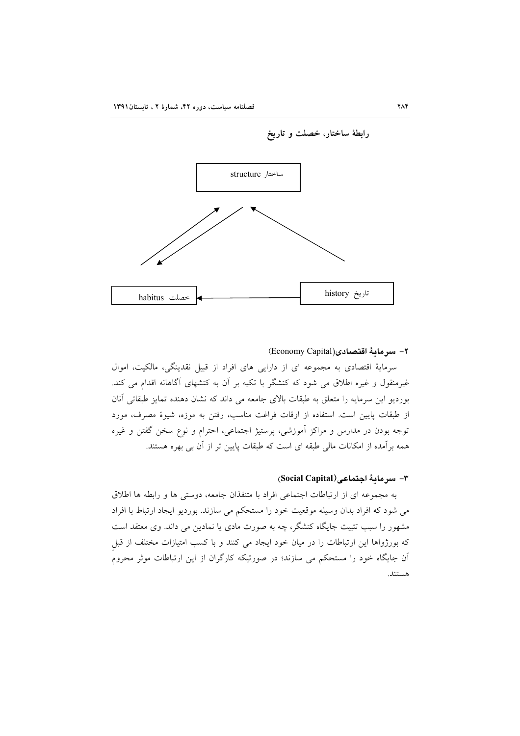**رابطهٔ ساختار، خصلت و تاریخ**

ساختار structure

خصلت habitus

تاریخ history

**۲- سرمایهٔ اقتصادی**(Economy Capital)

سرمایهٔ اقتصادی به مجموعه ای از دارایی های افراد از قبیل نقدینگی، مالکیت، اموال غیرمنقول و غیره اطلاق می شود که کنشگر با تکیه بر آن به کنشهای آگاهانه اقدام می کند. بوردیو این سرمایه را متعلق به طبقات بالای جامعه می داند که نشان دهنده تمایز طبقاتی آنان از طبقات پایین است. استفاده از اوقات فراغت مناسب، رفتن به موزه، شیوهٔ مصرف، مورد توجه بودن در مدارس و مراکز آموزشی، پرستیژ اجتماعی، احترام و نوع سخن گفتن و غیره همه برآمده از امکانات مالی طبقه ای است که طبقات پایین تر از آن بی بهره هستند.

**۳- سرمایهٔ اجتماعی(Social Capital)**

به مجموعه ای از ارتباطات اجتماعی افراد با متنفذان جامعه، دوستی ها و رابطه ها اطلاق می شود که افراد بدان وسیله موقعیت خود را مستحکم می سازند. بوردیو ایجاد ارتباط با افراد مشهور را سبب تثبیت جایگاه کنشگر، چه به صورت مادی یا نمادین می داند. وی معتقد است که بورژواها این ارتباطات را در میان خود ایجاد می کنند و با کسب امتیازات مختلف از قبلِ آن جایگاه خود را مستحکم می سازند؛ در صورتیکه کارگران از این ارتباطات موثر محروم هستند.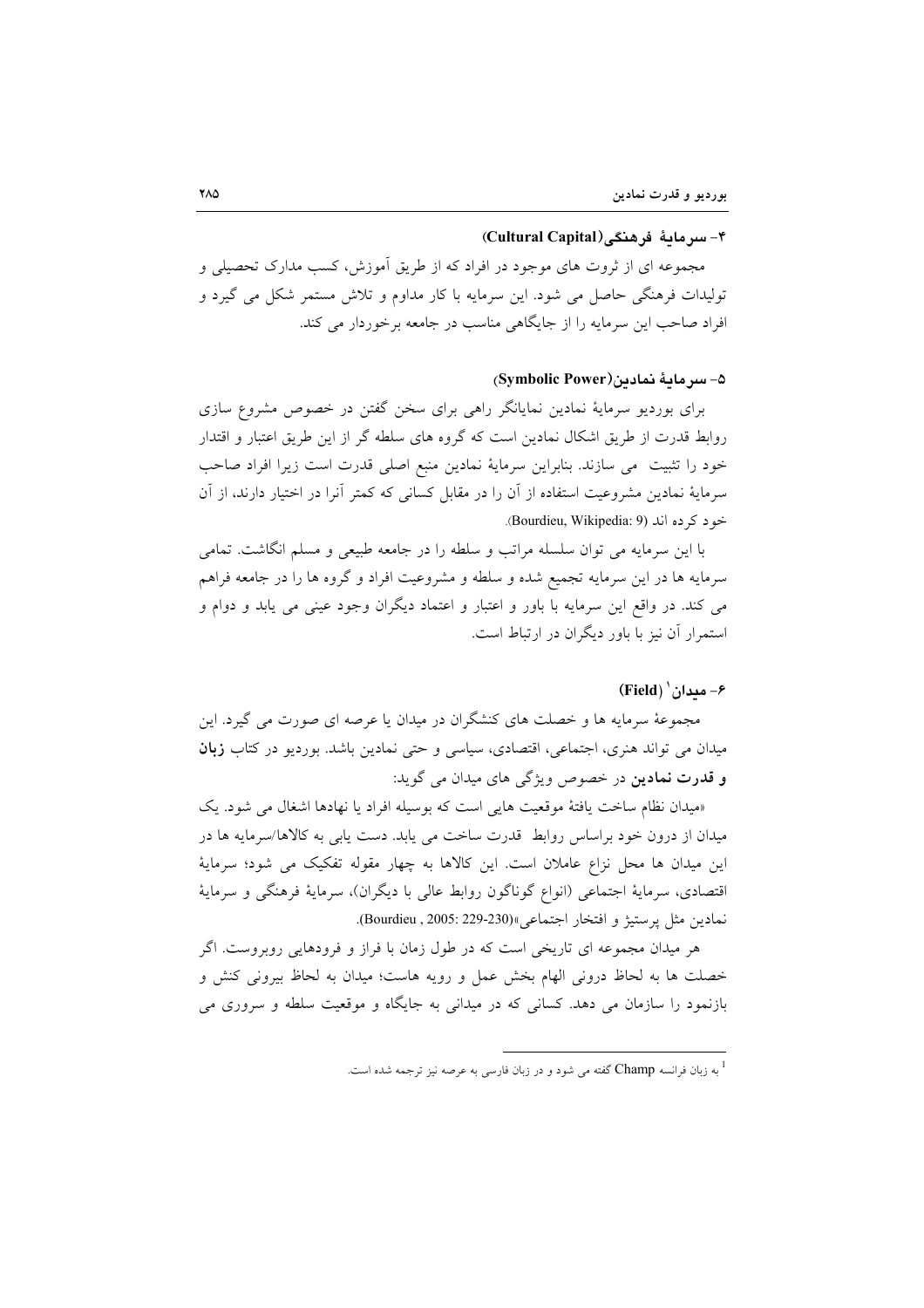### ۴- سرمایهٔ فرهنگی(Cultural Capital)

مجموعه ای از ثروت های موجود در افراد که از طریق آموزش، کسب مدارک تحصیلی و تولیدات فرهنگی حاصل می شود. این سرمایه با کار مداوم و تلاش مستمر شکل می گیرد و افراد صاحب این سرمایه را از جایگاهی مناسب در جامعه برخوردار می کند.

### ۵- سرمایهٔ نمادین(Symbolic Power)

برای بوردیو سرمایهٔ نمادین نمایانگر راهی برای سخن گفتن در خصوص مشروع سازی روابط قدرت از طریق اشکال نمادین است که گروه های سلطه گر از این طریق اعتبار و اقتدار خود را تثبیت می سازند. بنابراین سرمایهٔ نمادین منبع اصلی قدرت است زیرا افراد صاحب سرمایهٔ نمادین مشروعیت استفاده از آن را در مقابل کسانی که کمتر آنرا در اختیار دارند، از آن خود کرده اند (Bourdieu, Wikipedia: 9).

با این سرمایه می توان سلسله مراتب و سلطه را در جامعه طبیعی و مسلم انگاشت. تمامی سرمایه ها در این سرمایه تجمیع شده و سلطه و مشروعیت افراد و گروه ها را در جامعه فراهم می کند. در واقع این سرمایه با باور و اعتبار و اعتماد دیگران وجود عینی می یابد و دوام و استمرار آن نیز با باور دیگران در ارتباط است.

### ۶- میدان[1] (Field)

مجموعهٔ سرمایه ها و خصلت های کنشگران در میدان یا عرصه ای صورت می گیرد. این میدان می تواند هنری، اجتماعی، اقتصادی، سیاسی و حتی نمادین باشد. بوردیو در کتاب **زبان و قدرت نمادین** در خصوص ویژگی های میدان می گوید:

«میدان نظام ساخت یافتهٔ موقعیت هایی است که بوسیله افراد یا نهادها اشغال می شود. یک میدان از درون خود براساس روابط قدرت ساخت می یابد. دست یابی به کالاها/سرمایه ها در این میدان ها محل نزاع عاملان است. این کالاها به چهار مقوله تفکیک می شوند؛ سرمایهٔ اقتصادی، سرمایهٔ اجتماعی (انواع گوناگون روابط عالی با دیگران)، سرمایهٔ فرهنگی و سرمایهٔ نمادین مثل پرستیژ و افتخار اجتماعی»(Bourdieu , 2005: 229-230).

هر میدان مجموعه ای تاریخی است که در طول زمان با فراز و فرودهایی روبروست. اگر خصلت ها به لحاظ درونی الهام بخش عمل و رویه هاست؛ میدان به لحاظ بیرونی کنش و بازنمود را سازمان می دهد. کسانی که در میدانی به جایگاه و موقعیت سلطه و سروری می

---

[1] به زبان فرانسه Champ گفته می شود و در زبان فارسی به عرصه نیز ترجمه شده است.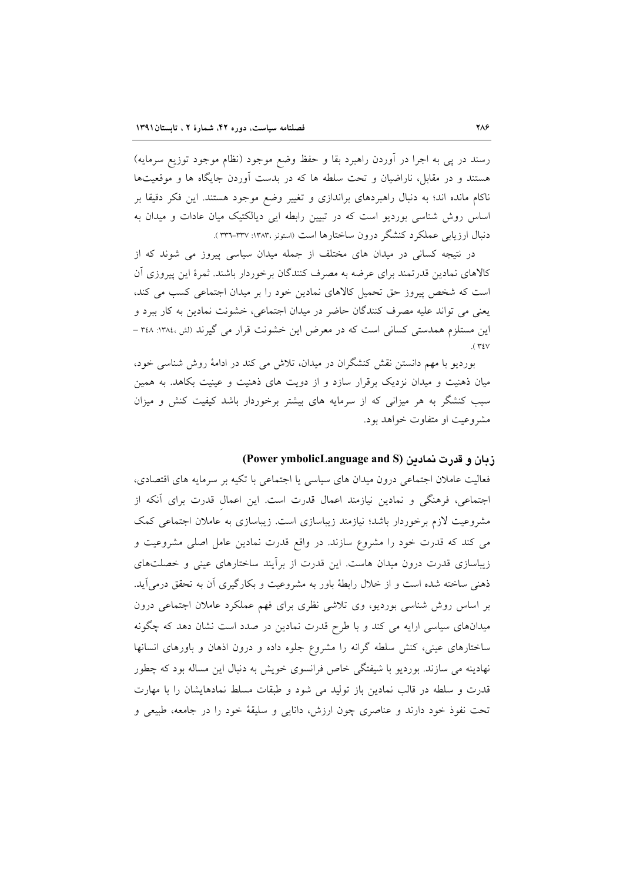رسند در پی به اجرا در آوردن راهبرد بقا و حفظ وضع موجود (نظام موجود توزیع سرمایه) هستند و در مقابل، ناراضیان و تحت سلطه ها که در بدست آوردن جایگاه ها و موقعیت‌ها ناکام مانده اند؛ به دنبال راهبردهای براندازی و تغییر وضع موجود هستند. این فکر دقیقا بر اساس روش شناسی بوردیو است که در تبیین رابطه ایی دیالکتیک میان عادات و میدان به دنبال ارزیابی عملکرد کنشگر درون ساختارها است (استونز ،۱۳۸۳: ۳۳۷-۳۳۶ ).

در نتیجه کسانی در میدان های مختلف از جمله میدان سیاسی پیروز می شوند که از کالاهای نمادین قدرتمند برای عرضه به مصرف کنندگان برخوردار باشند. ثمرهٔ این پیروزی آن است که شخص پیروز حق تحمیل کالاهای نمادین خود را بر میدان اجتماعی کسب می کند، یعنی می تواند علیه مصرف کنندگان حاضر در میدان اجتماعی، خشونت نمادین به کار ببرد و این مستلزم همدستی کسانی است که در معرض این خشونت قرار می گیرند (لش ،۱۳۸٤: ۳٤۸ – ۳٤۷).

بوردیو با مهم دانستن نقش کنشگران در میدان، تلاش می کند در ادامهٔ روش شناسی خود، میان ذهنیت و میدان نزدیک برقرار سازد و از دویت های ذهنیت و عینیت بکاهد. به همین سبب کنشگر به هر میزانی که از سرمایه های بیشتر برخوردار باشد کیفیت کنش و میزان مشروعیت او متفاوت خواهد بود.

### زبان و قدرت نمادین (Power ymbolicLanguage and S)

فعالیت عاملان اجتماعی درون میدان های سیاسی یا اجتماعی با تکیه بر سرمایه های اقتصادی، اجتماعی، فرهنگی و نمادین نیازمند اعمال قدرت است. این اعمالِ قدرت برای آنکه از مشروعیت لازم برخوردار باشد؛ نیازمند زیباسازی است. زیباسازی به عاملان اجتماعی کمک می کند که قدرت خود را مشروع سازند. در واقع قدرت نمادین عامل اصلی مشروعیت و زیباسازی قدرت درون میدان هاست. این قدرت از برآیند ساختارهای عینی و خصلت‌های ذهنی ساخته شده است و از خلال رابطهٔ باور به مشروعیت و بکارگیری آن به تحقق درمی‌آید. بر اساس روش شناسی بوردیو، وی تلاشی نظری برای فهم عملکرد عاملان اجتماعی درون میدان‌های سیاسی ارایه می کند و با طرح قدرت نمادین در صدد است نشان دهد که چگونه ساختارهای عینی، کنش سلطه گرانه را مشروع جلوه داده و درون اذهان و باورهای انسانها نهادینه می سازند. بوردیو با شیفتگی خاص فرانسوی خویش به دنبال این مساله بود که چطور قدرت و سلطه در قالب نمادین باز تولید می شود و طبقات مسلط نمادهایشان را با مهارت تحت نفوذ خود دارند و عناصری چون ارزش، دانایی و سلیقهٔ خود را در جامعه، طبیعی و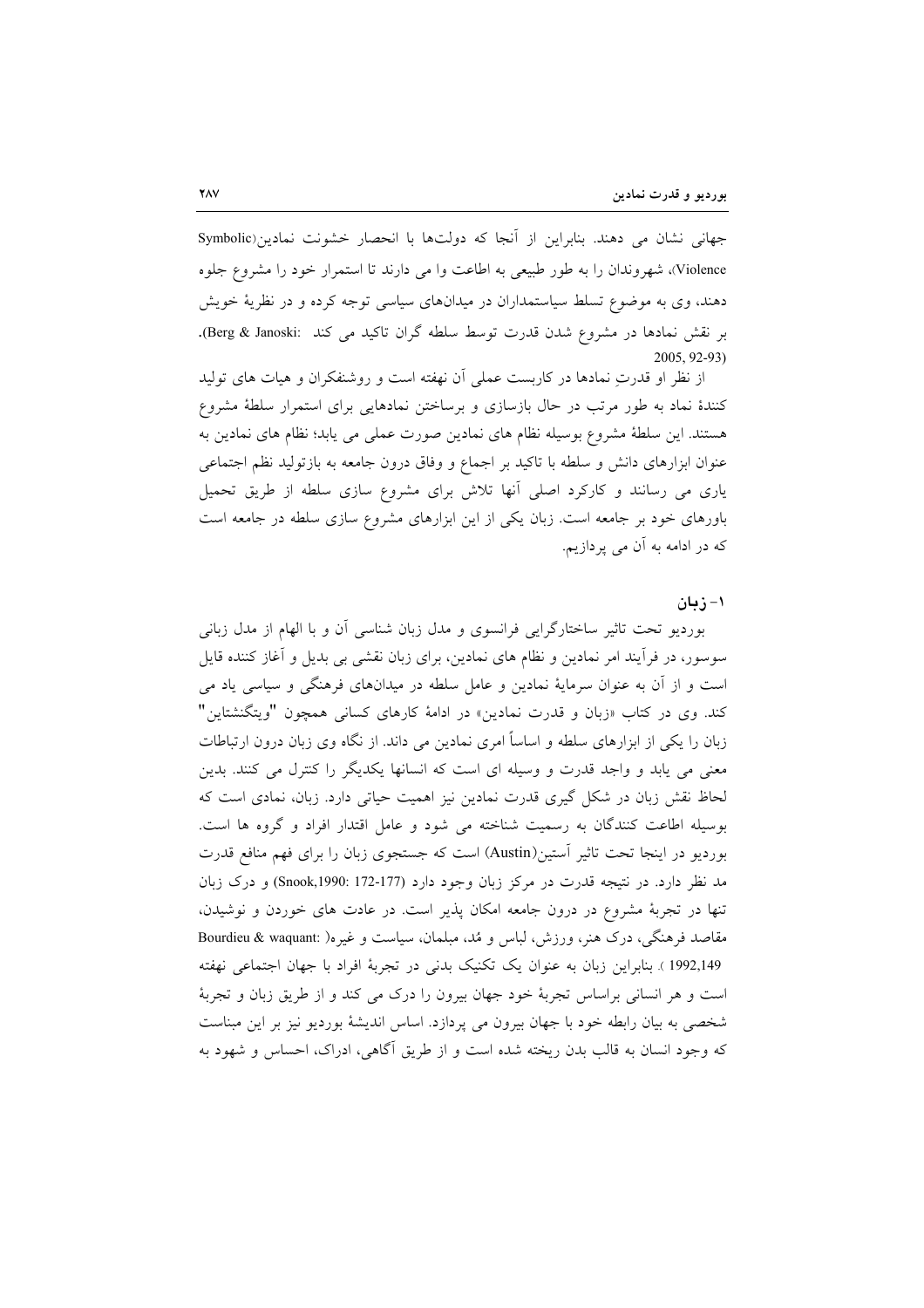جهانی نشان می دهند. بنابراین از آنجا که دولت‌ها با انحصار خشونت نمادین(Symbolic Violence)، شهروندان را به طور طبیعی به اطاعت وا می دارند تا استمرار خود را مشروع جلوه دهند، وی به موضوع تسلط سیاستمداران در میدان‌های سیاسی توجه کرده و در نظریهٔ خویش بر نقش نمادها در مشروع شدن قدرت توسط سلطه گران تاکید می کند (Berg & Janoski: 2005, 92-93).

از نظر او قدرتِ نمادها در کاربست عملی آن نهفته است و روشنفکران و هیات های تولید کنندهٔ نماد به طور مرتب در حال بازسازی و برساختن نمادهایی برای استمرار سلطهٔ مشروع هستند. این سلطهٔ مشروع بوسیله نظام های نمادین صورت عملی می یابد؛ نظام های نمادین به عنوان ابزارهای دانش و سلطه با تاکید بر اجماع و وفاق درون جامعه به بازتولید نظم اجتماعی یاری می رسانند و کارکرد اصلی آنها تلاش برای مشروع سازی سلطه از طریق تحمیل باورهای خود بر جامعه است. زبان یکی از این ابزارهای مشروع سازی سلطه در جامعه است که در ادامه به آن می پردازیم.

### ۱- زبان

بوردیو تحت تاثیر ساختارگرایی فرانسوی و مدل زبان شناسی آن و با الهام از مدل زبانی سوسور، در فرآیند امر نمادین و نظام های نمادین، برای زبان نقشی بی بدیل و آغاز کننده قایل است و از آن به عنوان سرمایهٔ نمادین و عامل سلطه در میدان‌های فرهنگی و سیاسی یاد می کند. وی در کتاب «زبان و قدرت نمادین» در ادامهٔ کارهای کسانی همچون "ویتگنشتاین" زبان را یکی از ابزارهای سلطه و اساساً امری نمادین می داند. از نگاه وی زبان درون ارتباطات معنی می یابد و واجد قدرت و وسیله ای است که انسانها یکدیگر را کنترل می کنند. بدین لحاظ نقش زبان در شکل گیری قدرت نمادین نیز اهمیت حیاتی دارد. زبان، نمادی است که بوسیله اطاعت کنندگان به رسمیت شناخته می شود و عامل اقتدار افراد و گروه ها است. بوردیو در اینجا تحت تاثیر آستین(Austin) است که جستجوی زبان را برای فهم منافع قدرت مد نظر دارد. در نتیجه قدرت در مرکز زبان وجود دارد (Snook,1990: 172-177) و درک زبان تنها در تجربهٔ مشروع در درون جامعه امکان پذیر است. در عادت های خوردن و نوشیدن، مقاصد فرهنگی، درک هنر، ورزش، لباس و مُد، مبلمان، سیاست و غیره( Bourdieu & waquant: 1992,149 ). بنابراین زبان به عنوان یک تکنیک بدنی در تجربهٔ افراد با جهان اجتماعی نهفته است و هر انسانی براساس تجربهٔ خود جهان بیرون را درک می کند و از طریق زبان و تجربهٔ شخصی به بیان رابطه خود با جهان بیرون می پردازد. اساس اندیشهٔ بوردیو نیز بر این مبناست که وجود انسان به قالب بدن ریخته شده است و از طریق آگاهی، ادراک، احساس و شهود به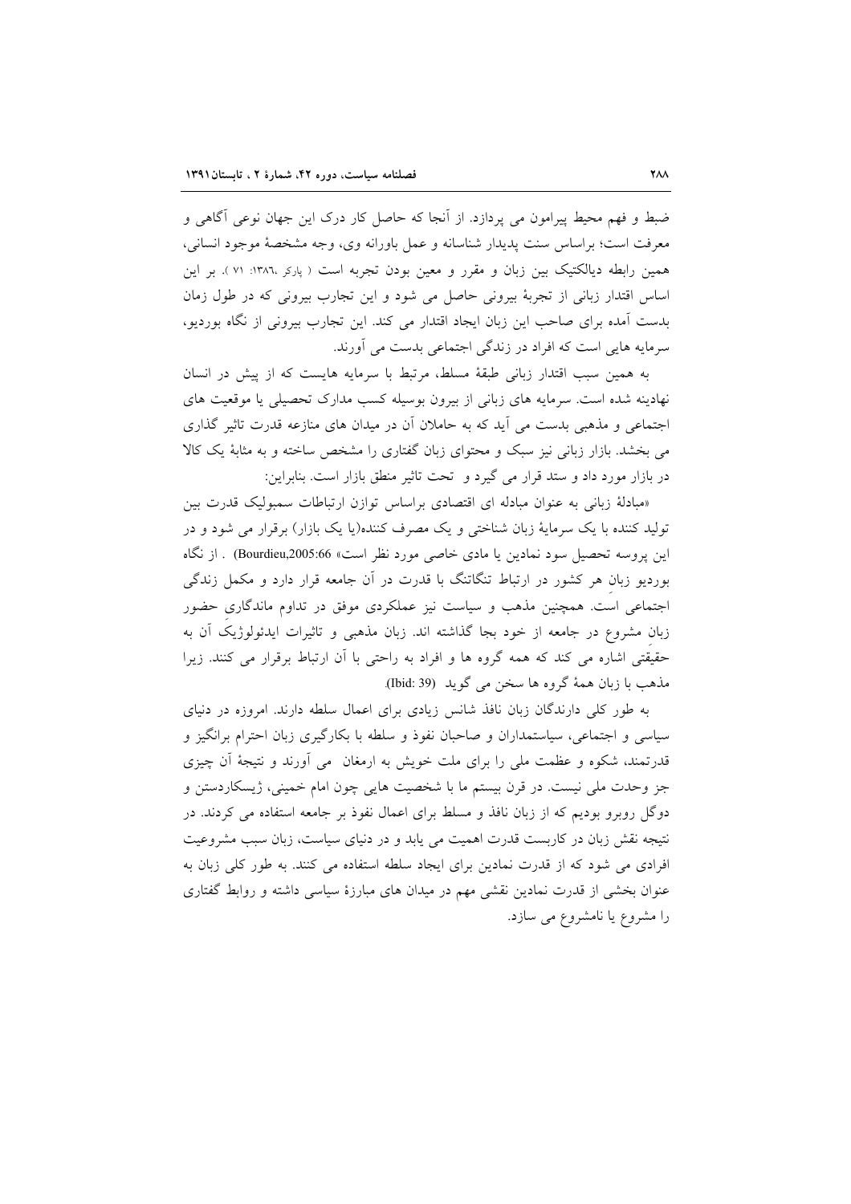ضبط و فهم محیط پیرامون می پردازد. از آنجا که حاصل کار درک این جهان نوعی آگاهی و معرفت است؛ براساس سنت پدیدار شناسانه و عمل باورانه وی، وجه مشخصهٔ موجود انسانی، همین رابطه دیالکتیک بین زبان و مقرر و معین بودن تجربه است ( پارکر ،۱۳۸٦: ۷۱ ). بر این اساس اقتدار زبانی از تجربهٔ بیرونی حاصل می شود و این تجارب بیرونی که در طول زمان بدست آمده برای صاحب این زبان ایجاد اقتدار می کند. این تجارب بیرونی از نگاه بوردیو، سرمایه هایی است که افراد در زندگی اجتماعی بدست می آورند.

به همین سبب اقتدار زبانی طبقهٔ مسلط، مرتبط با سرمایه هایست که از پیش در انسان نهادینه شده است. سرمایه های زبانی از بیرون بوسیله کسب مدارک تحصیلی یا موقعیت های اجتماعی و مذهبی بدست می آید که به حاملان آن در میدان های منازعه قدرت تاثیر گذاری می بخشد. بازار زبانی نیز سبک و محتوای زبان گفتاری را مشخص ساخته و به مثابهٔ یک کالا در بازار مورد داد و ستد قرار می گیرد و تحت تاثیر منطق بازار است. بنابراین:

«مبادلهٔ زبانی به عنوان مبادله ای اقتصادی براساس توازن ارتباطات سمبولیک قدرت بین تولید کننده با یک سرمایهٔ زبان شناختی و یک مصرف کننده(یا یک بازار) برقرار می شود و در این پروسه تحصیل سود نمادین یا مادی خاصی مورد نظر است» (Bourdieu,2005:66) . از نگاه بوردیو زبانِ هر کشور در ارتباط تنگاتنگ با قدرت در آن جامعه قرار دارد و مکمل زندگی اجتماعی است. همچنین مذهب و سیاست نیز عملکردی موفق در تداوم ماندگاری حضور زبانِ مشروع در جامعه از خود بجا گذاشته اند. زبان مذهبی و تاثیرات ایدئولوژیکِ آن به حقیقتی اشاره می کند که همه گروه ها و افراد به راحتی با آن ارتباط برقرار می کنند. زیرا مذهب با زبان همهٔ گروه ها سخن می گوید (Ibid: 39).

به طور کلی دارندگان زبان نافذ شانس زیادی برای اعمال سلطه دارند. امروزه در دنیای سیاسی و اجتماعی، سیاستمداران و صاحبان نفوذ و سلطه با بکارگیری زبان احترام برانگیز و قدرتمند، شکوه و عظمت ملی را برای ملت خویش به ارمغان می آورند و نتیجهٔ آن چیزی جز وحدت ملی نیست. در قرن بیستم ما با شخصیت هایی چون امام خمینی، ژیسکاردستن و دوگل روبرو بودیم که از زبان نافذ و مسلط برای اعمال نفوذ بر جامعه استفاده می کردند. در نتیجه نقش زبان در کاربست قدرت اهمیت می یابد و در دنیای سیاست، زبان سبب مشروعیت افرادی می شود که از قدرت نمادین برای ایجاد سلطه استفاده می کنند. به طور کلی زبان به عنوان بخشی از قدرت نمادین نقشی مهم در میدان های مبارزهٔ سیاسی داشته و روابط گفتاری را مشروع یا نامشروع می سازد.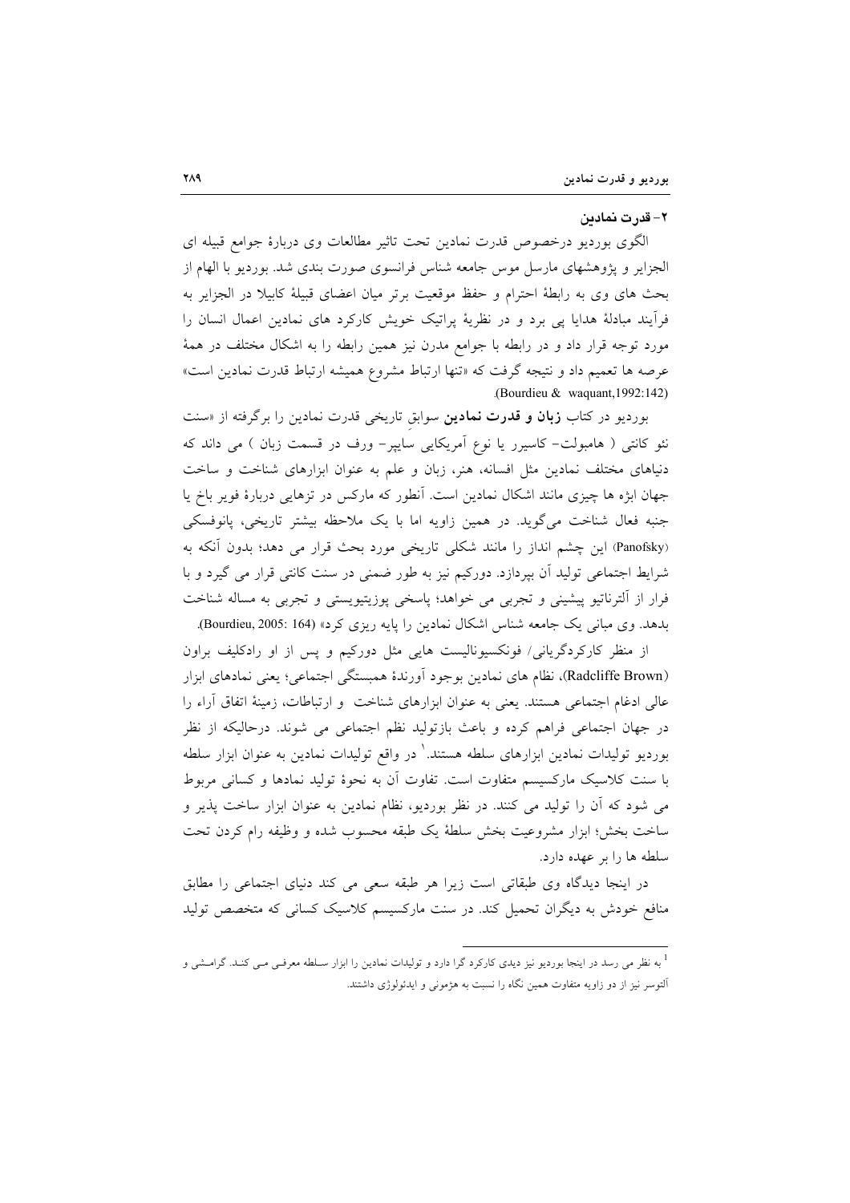## ۲- قدرت نمادین

الگوی بوردیو درخصوص قدرت نمادین تحت تاثیر مطالعات وی دربارهٔ جوامع قبیله ای الجزایر و پژوهشهای مارسل موس جامعه شناس فرانسوی صورت بندی شد. بوردیو با الهام از بحث های وی به رابطهٔ احترام و حفظ موقعیت برتر میان اعضای قبیلهٔ کابیلا در الجزایر به فرآیند مبادلهٔ هدایا پی برد و در نظریهٔ پراتیک خویش کارکرد های نمادین اعمال انسان را مورد توجه قرار داد و در رابطه با جوامع مدرن نیز همین رابطه را به اشکال مختلف در همهٔ عرصه ها تعمیم داد و نتیجه گرفت که «تنها ارتباط مشروع همیشه ارتباط قدرت نمادین است» (Bourdieu & waquant,1992:142).

بوردیو در کتاب **زبان و قدرت نمادین** سوابق تاریخی قدرت نمادین را برگرفته از «سنت نئو کانتی ( هامبولت- کاسیرر یا نوع آمریکایی ساپیر- ورف در قسمت زبان ) می داند که دنیاهای مختلف نمادین مثل افسانه، هنر، زبان و علم به عنوان ابزارهای شناخت و ساخت جهان ابژه ها چیزی مانند اشکال نمادین است. آنطور که مارکس در تزهایی دربارهٔ فویر باخ یا جنبه فعال شناخت می‌گوید. در همین زاویه اما با یک ملاحظه بیشتر تاریخی، پانوفسکی (Panofsky) این چشم انداز را مانند شکلی تاریخی مورد بحث قرار می دهد؛ بدون آنکه به شرایط اجتماعی تولید آن بپردازد. دورکیم نیز به طور ضمنی در سنت کانتی قرار می گیرد و با فرار از آلترناتیو پیشینی و تجربی می خواهد؛ پاسخی پوزیتیویستی و تجربی به مساله شناخت بدهد. وی مبانی یک جامعه شناس اشکال نمادین را پایه ریزی کرد» (Bourdieu, 2005: 164).

از منظر کارکردگرایانی/ فونکسیونالیست هایی مثل دورکیم و پس از او رادکلیف براون (Radcliffe Brown)، نظام های نمادین بوجود آورندهٔ همبستگی اجتماعی؛ یعنی نمادهای ابزار عالی ادغام اجتماعی هستند. یعنی به عنوان ابزارهای شناخت و ارتباطات، زمینهٔ اتفاق آراء را در جهان اجتماعی فراهم کرده و باعث بازتولید نظم اجتماعی می شوند. درحالیکه از نظر بوردیو تولیدات نمادین ابزارهای سلطه هستند.[1] در واقع تولیدات نمادین به عنوان ابزار سلطه با سنت کلاسیک مارکسیسم متفاوت است. تفاوت آن به نحوهٔ تولید نمادها و کسانی مربوط می شود که آن را تولید می کنند. در نظر بوردیو، نظام نمادین به عنوان ابزار ساخت پذیر و ساخت بخش؛ ابزار مشروعیت بخش سلطهٔ یک طبقه محسوب شده و وظیفه رام کردن تحت سلطه ها را بر عهده دارد.

در اینجا دیدگاه وی طبقاتی است زیرا هر طبقه سعی می کند دنیای اجتماعی را مطابق منافع خودش به دیگران تحمیل کند. در سنت مارکسیسم کلاسیک کسانی که متخصص تولید

---

[1] به نظر می رسد در اینجا بوردیو نیز دیدی کارکرد گرا دارد و تولیدات نمادین را ابزار سلطه معرفی می کند. گرامشی و آلتوسر نیز از دو زاویه متفاوت همین نگاه را نسبت به هژمونی و ایدئولوژی داشتند.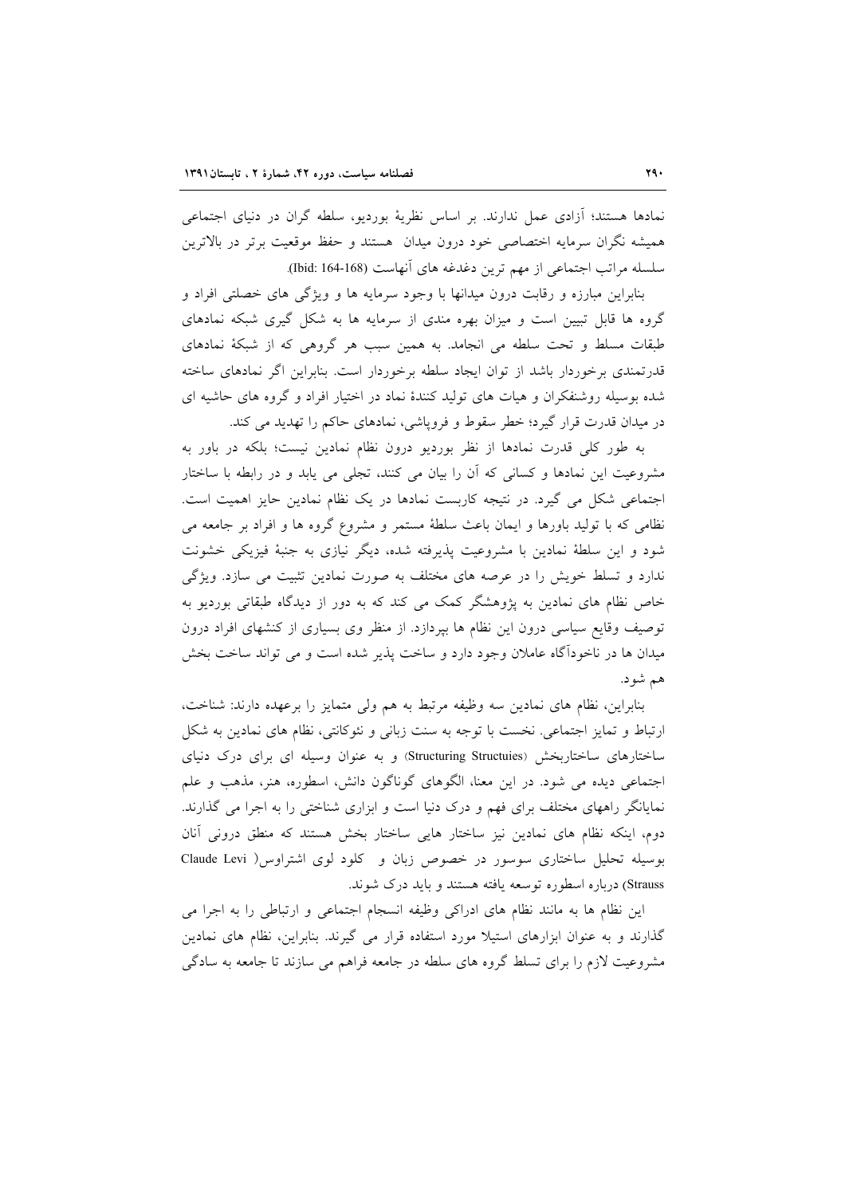نمادها هستند؛ آزادی عمل ندارند. بر اساس نظریهٔ بوردیو، سلطه گران در دنیای اجتماعی همیشه نگران سرمایه اختصاصی خود درون میدان هستند و حفظ موقعیت برتر در بالاترین سلسله مراتب اجتماعی از مهم ترین دغدغه های آنهاست (Ibid: 164-168).

بنابراین مبارزه و رقابت درون میدانها با وجود سرمایه ها و ویژگی های خصلتی افراد و گروه ها قابل تبیین است و میزان بهره مندی از سرمایه ها به شکل گیری شبکه نمادهای طبقات مسلط و تحت سلطه می انجامد. به همین سبب هر گروهی که از شبکهٔ نمادهای قدرتمندی برخوردار باشد از توان ایجاد سلطه برخوردار است. بنابراین اگر نمادهای ساخته شده بوسیله روشنفکران و هیات های تولید کنندهٔ نماد در اختیار افراد و گروه های حاشیه ای در میدان قدرت قرار گیرد؛ خطر سقوط و فروپاشی، نمادهای حاکم را تهدید می کند.

به طور کلی قدرت نمادها از نظر بوردیو درون نظام نمادین نیست؛ بلکه در باور به مشروعیت این نمادها و کسانی که آن را بیان می کنند، تجلی می یابد و در رابطه با ساختار اجتماعی شکل می گیرد. در نتیجه کاربست نمادها در یک نظام نمادین حایز اهمیت است. نظامی که با تولید باورها و ایمان باعث سلطهٔ مستمر و مشروع گروه ها و افراد بر جامعه می شود و این سلطهٔ نمادین با مشروعیت پذیرفته شده، دیگر نیازی به جنبهٔ فیزیکی خشونت ندارد و تسلط خویش را در عرصه های مختلف به صورت نمادین تثبیت می سازد. ویژگی خاص نظام های نمادین به پژوهشگر کمک می کند که به دور از دیدگاه طبقاتی بوردیو به توصیف وقایع سیاسی درون این نظام ها بپردازد. از منظر وی بسیاری از کنشهای افراد درون میدان ها در ناخودآگاه عاملان وجود دارد و ساخت پذیر شده است و می تواند ساخت بخش هم شود.

بنابراین، نظام های نمادین سه وظیفه مرتبط به هم ولی متمایز را برعهده دارند: شناخت، ارتباط و تمایز اجتماعی. نخست با توجه به سنت زبانی و نئوکانتی، نظام های نمادین به شکل ساختارهای ساختاربخش (Structuring Structuies) و به عنوان وسیله ای برای درک دنیای اجتماعی دیده می شود. در این معنا، الگوهای گوناگون دانش، اسطوره، هنر، مذهب و علم نمایانگر راههای مختلف برای فهم و درک دنیا است و ابزاری شناختی را به اجرا می گذارند. دوم، اینکه نظام های نمادین نیز ساختار هایی ساختار بخش هستند که منطق درونی آنان بوسیله تحلیل ساختاری سوسور در خصوص زبان و کلود لوی اشتراوس( Claude Levi Strauss) درباره اسطوره توسعه یافته هستند و باید درک شوند.

این نظام ها به مانند نظام های ادراکی وظیفه انسجام اجتماعی و ارتباطی را به اجرا می گذارند و به عنوان ابزارهای استیلا مورد استفاده قرار می گیرند. بنابراین، نظام های نمادین مشروعیت لازم را برای تسلط گروه های سلطه در جامعه فراهم می سازند تا جامعه به سادگی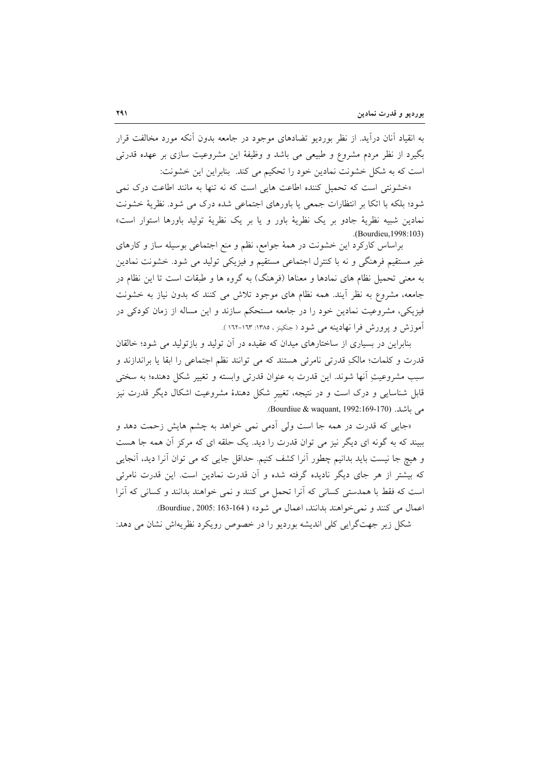به انقیاد آنان درآید. از نظر بوردیو تضادهای موجود در جامعه بدون آنکه مورد مخالفت قرار بگیرد از نظر مردم مشروع و طبیعی می باشد و وظیفهٔ این مشروعیت سازی بر عهده قدرتی است که به شکل خشونت نمادین خود را تحکیم می کند. بنابراین این خشونت:

«خشونتی است که تحمیل کننده اطاعت هایی است که نه تنها به مانند اطاعت درک نمی شود؛ بلکه با اتکا بر انتظارات جمعی یا باورهای اجتماعی شده درک می شود. نظریهٔ خشونت نمادین شبیه نظریهٔ جادو بر یک نظریهٔ باور و یا بر یک نظریهٔ تولید باورها استوار است» (Bourdieu,1998:103).

براساس کارکرد این خشونت در همهٔ جوامع، نظم و منع اجتماعی بوسیله ساز و کارهای غیر مستقیم فرهنگی و نه با کنترل اجتماعی مستقیم و فیزیکی تولید می شود. خشونت نمادین به معنی تحمیل نظام های نمادها و معناها (فرهنگ) به گروه ها و طبقات است تا این نظام در جامعه، مشروع به نظر آیند. همه نظام های موجود تلاش می کنند که بدون نیاز به خشونت فیزیکی، مشروعیت نمادین خود را در جامعه مستحکم سازند و این مساله از زمان کودکی در آموزش و پرورش فرا نهادینه می شود ( جنکینز ، ۱۳۸۵: ۱۶۳-۱۶۲ ).

بنابراین در بسیاری از ساختارهای میدان که عقیده در آن تولید و بازتولید می شود؛ خالقان قدرت و کلمات؛ مالکِ قدرتی نامرئی هستند که می توانند نظم اجتماعی را ابقا یا براندازند و سبب مشروعیتِ آنها شوند. این قدرت به عنوان قدرتی وابسته و تغییر شکل دهنده؛ به سختی قابل شناسایی و درک است و در نتیجه، تغییرِ شکل دهندهٔ مشروعیت اشکال دیگر قدرت نیز می باشد. (Bourdiue & waquant, 1992:169-170).

«جایی که قدرت در همه جا است ولی آدمی نمی خواهد به چشم هایش زحمت دهد و ببیند که به گونه ای دیگر نیز می توان قدرت را دید. یک حلقه ای که مرکز آن همه جا هست و هیچ جا نیست باید بدانیم چطور آنرا کشف کنیم. حداقل جایی که می توان آنرا دید، آنجایی که بیشتر از هر جای دیگر نادیده گرفته شده و آن قدرت نمادین است. این قدرت نامرئی است که فقط با همدستی کسانی که آنرا تحمل می کنند و نمی خواهند بدانند و کسانی که آنرا اعمال می کنند و نمی‌خواهند بدانند، اعمال می شود» ( Bourdiue , 2005: 163-164).

شکل زیر جهت‌گرایی کلی اندیشه بوردیو را در خصوص رویکرد نظریه‌اش نشان می دهد: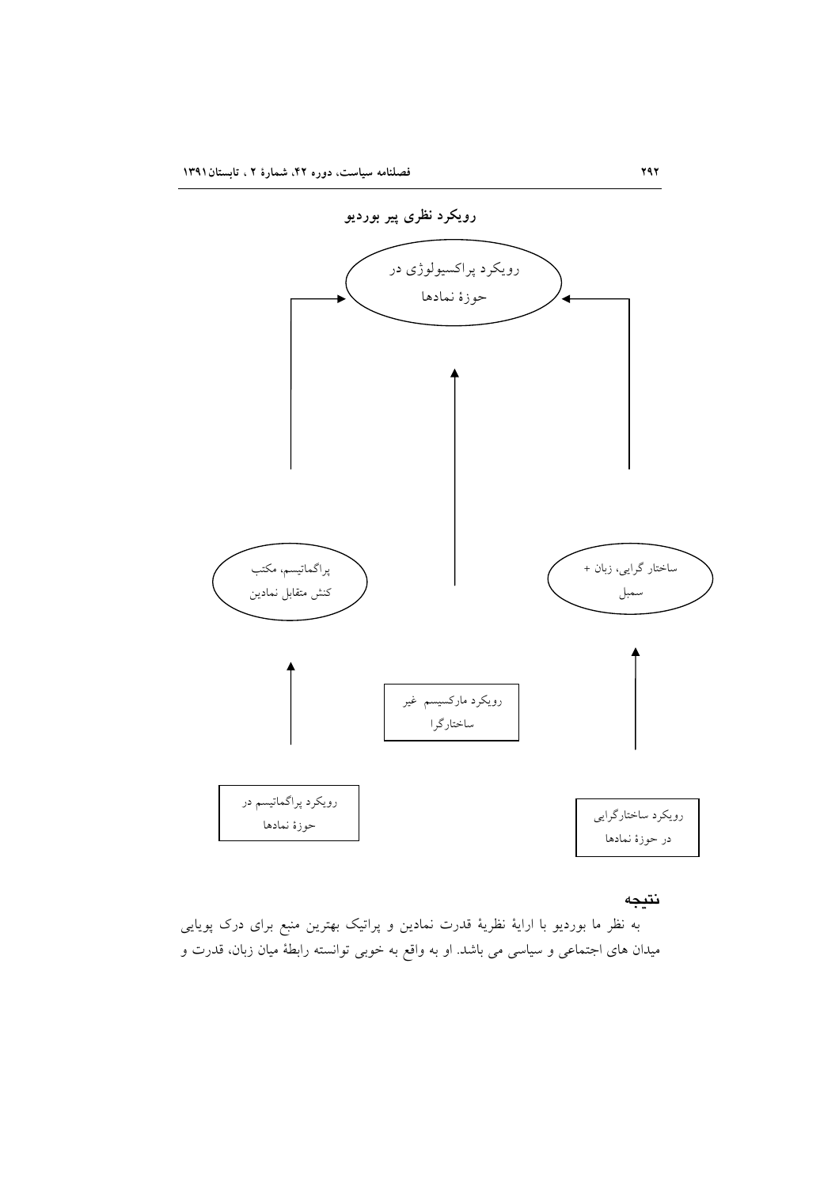**رویکرد نظری پیر بوردیو**

رویکرد پراکسیولوژی در حوزهٔ نمادها

پراگماتیسم، مکتب کنش متقابل نمادین

ساختار گرایی، زبان + سمبل

رویکرد مارکسیسم غیر ساختارگرا

رویکرد پراگماتیسم در حوزهٔ نمادها

رویکرد ساختارگرایی در حوزهٔ نمادها

## نتیجه

به نظر ما بوردیو با ارائهٔ نظریهٔ قدرت نمادین و پراتیک بهترین منبع برای درک پویایی میدان های اجتماعی و سیاسی می باشد. او به واقع به خوبی توانسته رابطهٔ میان زبان، قدرت و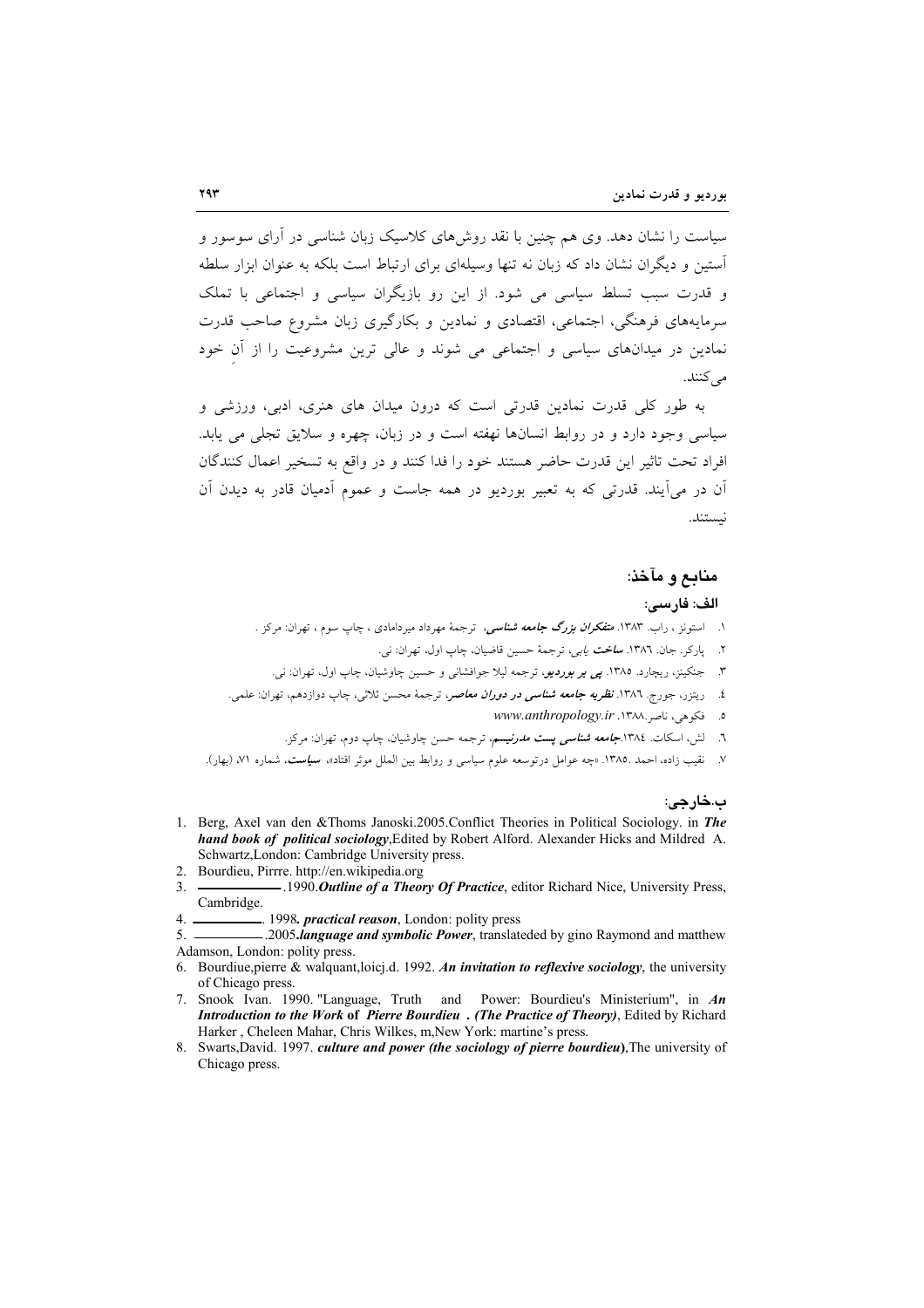سیاست را نشان دهد. وی هم چنین با نقد روش‌های کلاسیک زبان شناسی در آرای سوسور و آستین و دیگران نشان داد که زبان نه تنها وسیله‌ای برای ارتباط است بلکه به عنوان ابزار سلطه و قدرت سبب تسلط سیاسی می شود. از این رو بازیگران سیاسی و اجتماعی با تملک سرمایه‌های فرهنگی، اجتماعی، اقتصادی و نمادین و بکارگیری زبان مشروع صاحب قدرت نمادین در میدان‌های سیاسی و اجتماعی می شوند و عالی ترین مشروعیت را از آنِ خود می‌کنند.

به طور کلی قدرت نمادین قدرتی است که درون میدان های هنری، ادبی، ورزشی و سیاسی وجود دارد و در روابط انسان‌ها نهفته است و در زبان، چهره و سلایق تجلی می یابد. افراد تحت تاثیر این قدرت حاضر هستند خود را فدا کنند و در واقع به تسخیر اعمال کنندگان آن در می‌آیند. قدرتی که به تعبیر بوردیو در همه جاست و عموم آدمیان قادر به دیدن آن نیستند.

## منابع و مآخذ:

### الف: فارسی:

۱. استونز ، راب. ۱۳۸۳. ***متفکران بزرگ جامعه شناسی***، ترجمهٔ مهرداد میردامادی ، چاپ سوم ، تهران: مرکز .

۲. پارکر. جان. ۱۳۸٦. ***ساخت یابی***، ترجمهٔ حسین قاضیان، چاپ اول، تهران: نی.

۳. جنکینز، ریچارد. ۱۳۸۵. ***پی یر بوردیو***، ترجمه لیلا جوافشانی و حسین چاوشیان، چاپ اول، تهران: نی.

٤. ریتزر، جورج. ۱۳۸٦. ***نظریه جامعه شناسی در دوران معاصر***، ترجمهٔ محسن ثلاثی، چاپ دوازدهم، تهران: علمی.

۵. فکوهی، ناصر.۱۳۸۸. *www.anthropology.ir*

٦. لش، اسکات. ۱۳۸٤.***جامعه شناسی پست مدرنیسم***، ترجمه حسن چاوشیان، چاپ دوم، تهران: مرکز.

۷. نقیب زاده، احمد .۱۳۸۵. «چه عوامل درتوسعه علوم سیاسی و روابط بین الملل موثر افتاد»، ***سیاست***، شماره ۷۱، (بهار).

### ب.خارجی:

1. Berg, Axel van den &Thoms Janoski.2005.Conflict Theories in Political Sociology. in ***The hand book of political sociology***,Edited by Robert Alford. Alexander Hicks and Mildred A. Schwartz,London: Cambridge University press.
2. Bourdieu, Pirrre. http://en.wikipedia.org
3. ————————.1990.***Outline of a Theory Of Practice***, editor Richard Nice, University Press, Cambridge.
4. ——————. 1998***. practical reason***, London: polity press
5. ——————.2005.***language and symbolic Power***, translateded by gino Raymond and matthew Adamson, London: polity press.
6. Bourdiue,pierre & walquant,loicj.d. 1992. ***An invitation to reflexive sociology***, the university of Chicago press.
7. Snook Ivan. 1990. "Language, Truth and Power: Bourdieu's Ministerium", in ***An Introduction to the Work of Pierre Bourdieu . (The Practice of Theory)***, Edited by Richard Harker , Cheleen Mahar, Chris Wilkes, m,New York: martine's press.
8. Swarts,David. 1997. ***culture and power (the sociology of pierre bourdieu***),The university of Chicago press.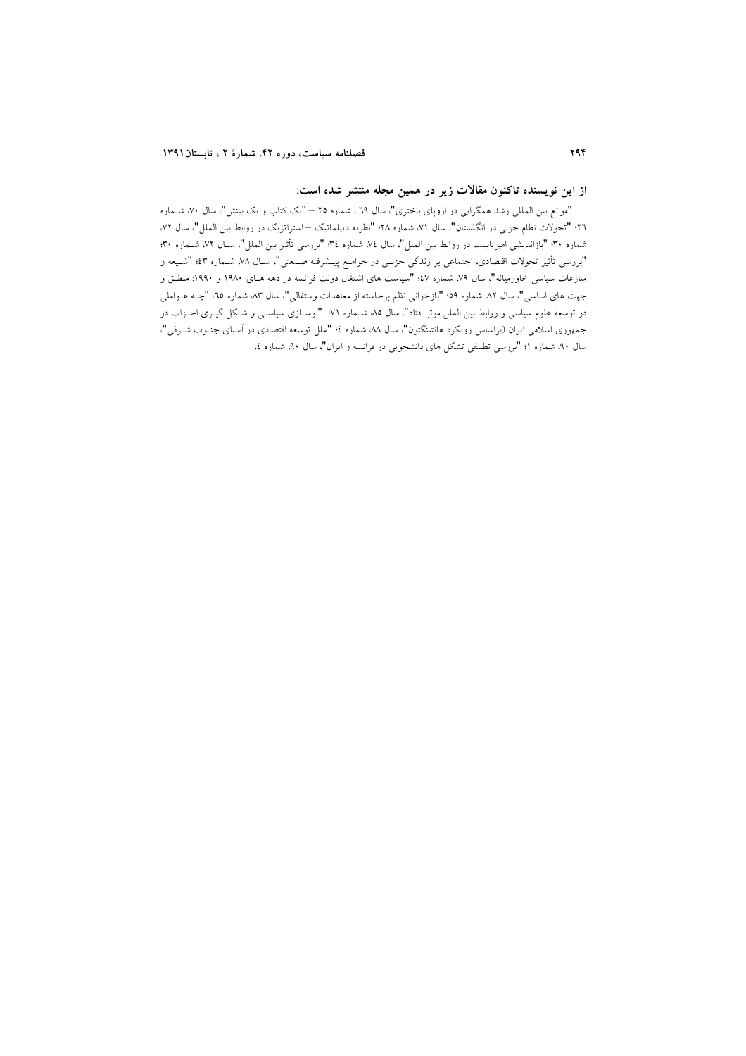### از این نویسنده تاکنون مقالات زیر در همین مجله منتشر شده است:

"موانع بین المللی رشد همگرایی در اروپای باختری"، سال ٦٩ ، شماره ٢٥ – "یک کتاب و یک بینش"، سال ٧٠، شماره ٢٦؛ "تحولات نظام حزبی در انگلستان"، سال ٧١، شماره ٢٨؛ "نظریه دیپلماتیک – استراتژیک در روابط بین الملل"، سال ٧٢، شماره ٣٠؛ "بازاندیشی امپریالیسم در روابط بین الملل"، سال ٧٤، شماره ٣٤؛ "بررسی تأثیر بین الملل"، سال ٧٢، شماره ٣٠؛ "بررسی تأثیر تحولات اقتصادی، اجتماعی بر زندگی حزبی در جوامع پیشرفته صنعتی"، سال ٧٨، شماره ٤٣؛ "شیعه و منازعات سیاسی خاورمیانه"، سال ٧٩، شماره ٤٧؛ "سیاست های اشتغال دولت فرانسه در دهه های ١٩٨٠ و ١٩٩٠: منطق و جهت های اساسی"، سال ٨٢، شماره ٥٩؛ "بازخوانی نظم برخاسته از معاهدات وستفالی"، سال ٨٣، شماره ٦٥؛ "چه عواملی در توسعه علوم سیاسی و روابط بین الملل موثر افتاد"، سال ٨٥، شماره ٧١؛ "نوسازی سیاسی و شکل گیری احزاب در جمهوری اسلامی ایران (براساس رویکرد هانتینگتون"، سال ٨٨، شماره ٤؛ "علل توسعه اقتصادی در آسیای جنوب شرقی"، سال ٩٠، شماره ١؛ "بررسی تطبیقی تشکل های دانشجویی در فرانسه و ایران"، سال ٩٠، شماره ٤.